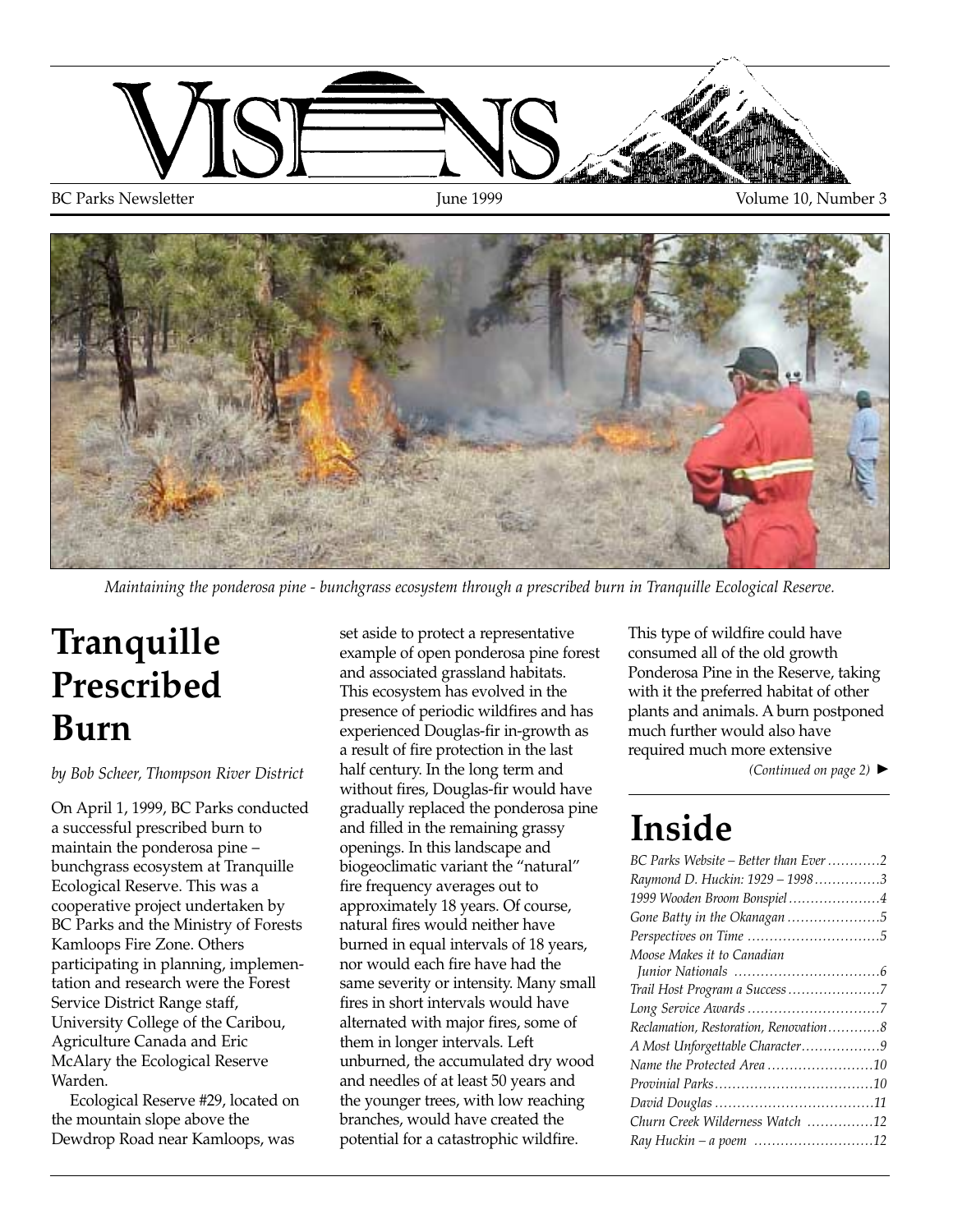# VISIONS

BC Parks Newsletter June 1999 Volume 10, Number 3

*Maintaining the ponderosa pine - bunchgrass ecosystem through a prescribed burn in Tranquille Ecological Reserve.*

# Tranquille Prescribed Burn

*by Bob Scheer, Thompson River District*

On April 1, 1999, BC Parks conducted a successful prescribed burn to maintain the ponderosa pine – bunchgrass ecosystem at Tranquille Ecological Reserve. This was a cooperative project undertaken by BC Parks and the Ministry of Forests Kamloops Fire Zone. Others participating in planning, implementation and research were the Forest Service District Range staff, University College of the Caribou, Agriculture Canada and Eric McAlary the Ecological Reserve Warden.

Ecological Reserve #29, located on the mountain slope above the Dewdrop Road near Kamloops, was set aside to protect a representative example of open ponderosa pine forest and associated grassland habitats. This ecosystem has evolved in the presence of periodic wildfires and has experienced Douglas-fir in-growth as a result of fire protection in the last half century. In the long term and without fires, Douglas-fir would have gradually replaced the ponderosa pine and filled in the remaining grassy openings. In this landscape and biogeoclimatic variant the "natural" fire frequency averages out to approximately 18 years. Of course, natural fires would neither have burned in equal intervals of 18 years, nor would each fire have had the same severity or intensity. Many small fires in short intervals would have alternated with major fires, some of them in longer intervals. Left unburned, the accumulated dry wood and needles of at least 50 years and the younger trees, with low reaching branches, would have created the potential for a catastrophic wildfire. This type of wildfire could have consumed all of the old growth Ponderosa Pine in the Reserve, taking with it the preferred habitat of other plants and animals. A burn postponed much further would also have required much more extensive

*(Continued on page 2)* ►

# Inside

- *BC Parks Website – Better than Ever* ............2
- *Raymond D. Huckin: 1929 – 1998* ...............3
- *1999 Wooden Broom Bonspiel* ....................4
- *Gone Batty in the Okanagan* .....................5
- *Perspectives on Time* .............................5
- *Moose Makes it to Canadian Junior Nationals* ...............................6
- *Trail Host Program a Success* .....................7
- *Long Service Awards* .............................7
- *Reclamation, Restoration, Renovation* ............8
- *A Most Unforgettable Character* ..................9
- *Name the Protected Area* ........................10
- *Provinial Parks* ....................................10
- *David Douglas* ....................................11
- *Churn Creek Wilderness Watch* ...............12
- *Ray Huckin – a poem* ...........................12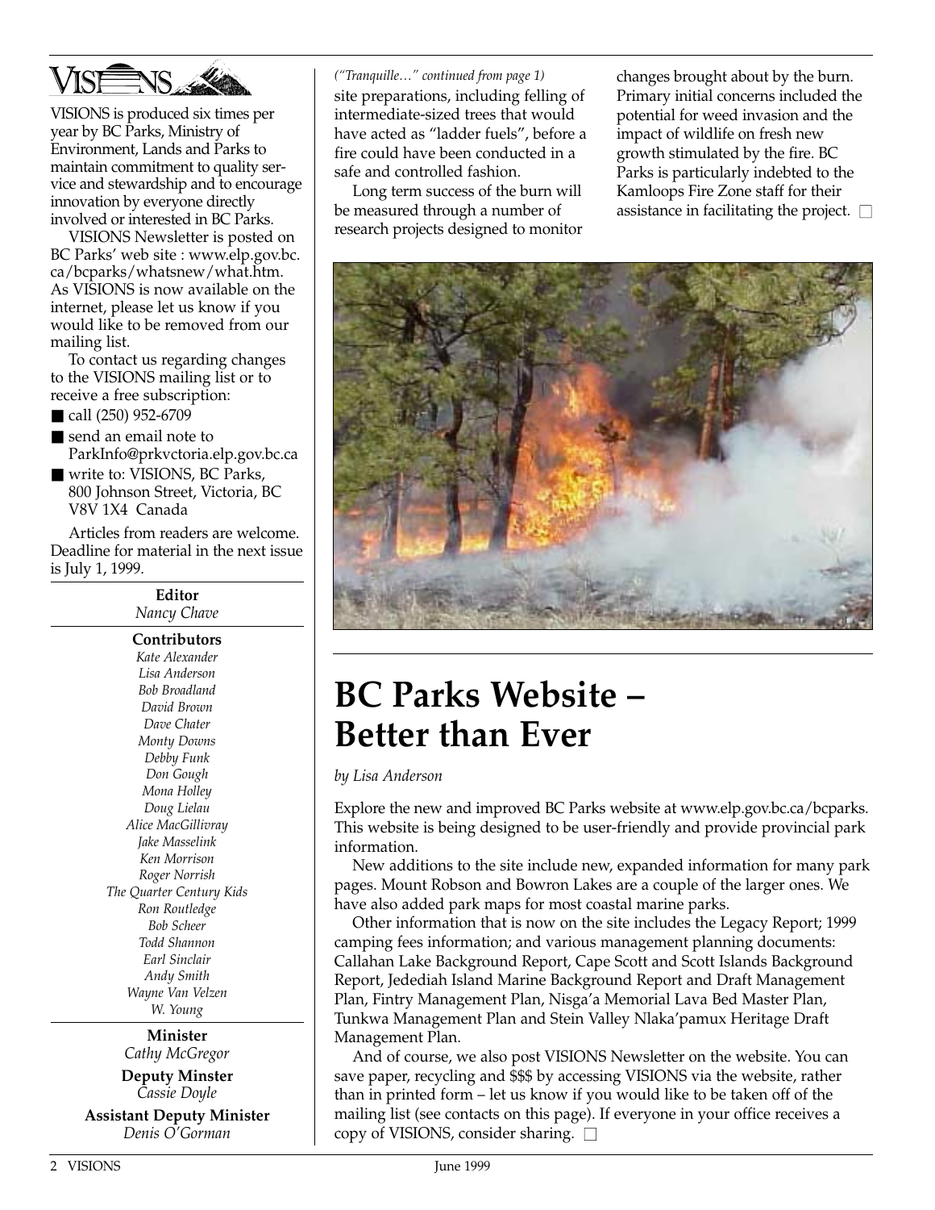VISIONS is produced six times per year by BC Parks, Ministry of Environment, Lands and Parks to maintain commitment to quality service and stewardship and to encourage innovation by everyone directly involved or interested in BC Parks.

VISIONS Newsletter is posted on BC Parks' web site : www.elp.gov.bc.ca/bcparks/whatsnew/what.htm. As VISIONS is now available on the internet, please let us know if you would like to be removed from our mailing list.

To contact us regarding changes to the VISIONS mailing list or to receive a free subscription:

- call (250) 952-6709
- send an email note to ParkInfo@prkvctoria.elp.gov.bc.ca
- write to: VISIONS, BC Parks, 800 Johnson Street, Victoria, BC V8V 1X4 Canada

Articles from readers are welcome. Deadline for material in the next issue is July 1, 1999.

**Editor**
*Nancy Chave*

**Contributors**
*Kate Alexander*
*Lisa Anderson*
*Bob Broadland*
*David Brown*
*Dave Chater*
*Monty Downs*
*Debby Funk*
*Don Gough*
*Mona Holley*
*Doug Lielau*
*Alice MacGillivray*
*Jake Masselink*
*Ken Morrison*
*Roger Norrish*
*The Quarter Century Kids*
*Ron Routledge*
*Bob Scheer*
*Todd Shannon*
*Earl Sinclair*
*Andy Smith*
*Wayne Van Velzen*
*W. Young*

**Minister**
*Cathy McGregor*

**Deputy Minster**
*Cassie Doyle*

**Assistant Deputy Minister**
*Denis O'Gorman*

*("Tranquille…" continued from page 1)*

site preparations, including felling of intermediate-sized trees that would have acted as "ladder fuels", before a fire could have been conducted in a safe and controlled fashion.

Long term success of the burn will be measured through a number of research projects designed to monitor changes brought about by the burn. Primary initial concerns included the potential for weed invasion and the impact of wildlife on fresh new growth stimulated by the fire. BC Parks is particularly indebted to the Kamloops Fire Zone staff for their assistance in facilitating the project. □

# BC Parks Website – Better than Ever

*by Lisa Anderson*

Explore the new and improved BC Parks website at www.elp.gov.bc.ca/bcparks. This website is being designed to be user-friendly and provide provincial park information.

New additions to the site include new, expanded information for many park pages. Mount Robson and Bowron Lakes are a couple of the larger ones. We have also added park maps for most coastal marine parks.

Other information that is now on the site includes the Legacy Report; 1999 camping fees information; and various management planning documents: Callahan Lake Background Report, Cape Scott and Scott Islands Background Report, Jedediah Island Marine Background Report and Draft Management Plan, Fintry Management Plan, Nisga'a Memorial Lava Bed Master Plan, Tunkwa Management Plan and Stein Valley Nlaka'pamux Heritage Draft Management Plan.

And of course, we also post VISIONS Newsletter on the website. You can save paper, recycling and $$$ by accessing VISIONS via the website, rather than in printed form – let us know if you would like to be taken off of the mailing list (see contacts on this page). If everyone in your office receives a copy of VISIONS, consider sharing. □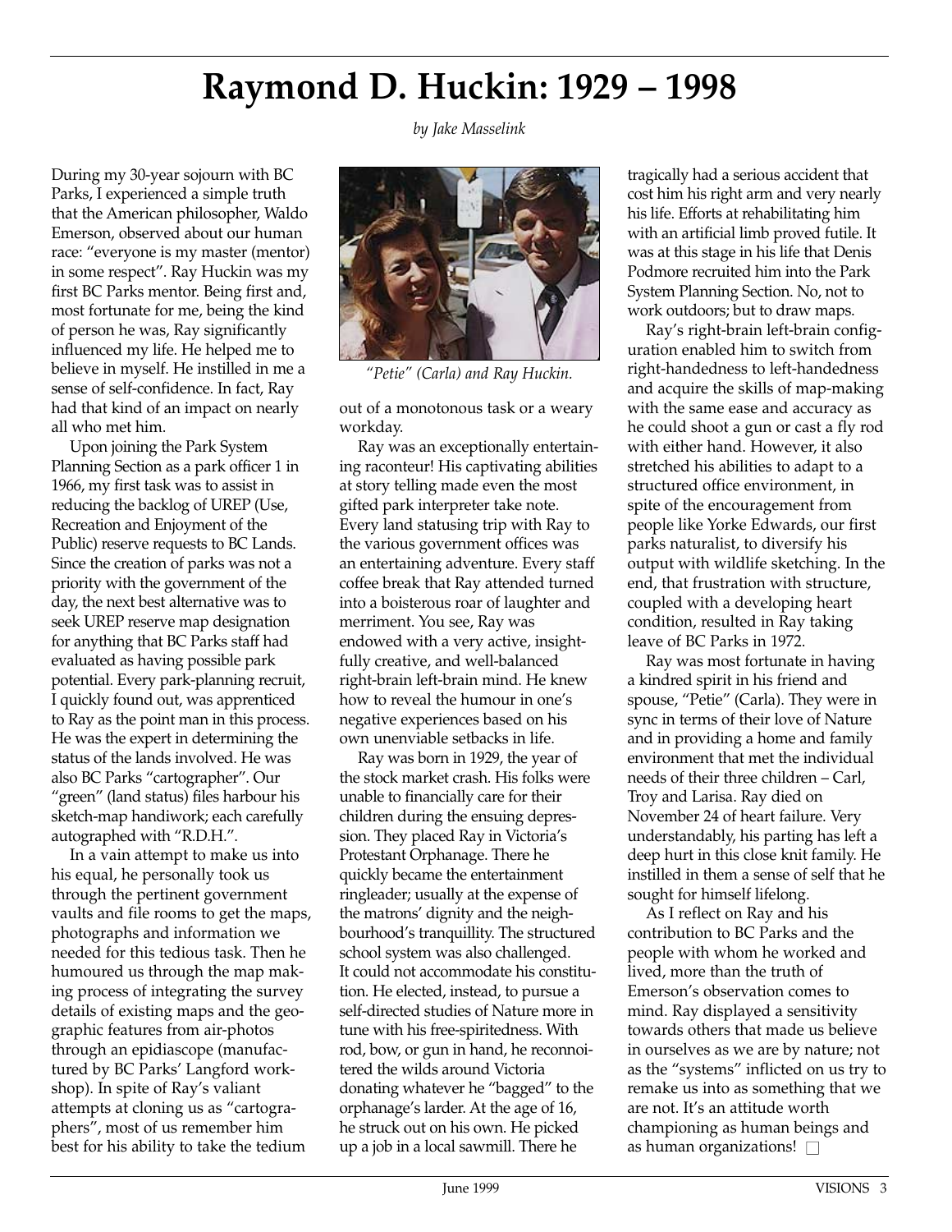# Raymond D. Huckin: 1929 – 1998

*by Jake Masselink*

During my 30-year sojourn with BC Parks, I experienced a simple truth that the American philosopher, Waldo Emerson, observed about our human race: "everyone is my master (mentor) in some respect". Ray Huckin was my first BC Parks mentor. Being first and, most fortunate for me, being the kind of person he was, Ray significantly influenced my life. He helped me to believe in myself. He instilled in me a sense of self-confidence. In fact, Ray had that kind of an impact on nearly all who met him.

Upon joining the Park System Planning Section as a park officer 1 in 1966, my first task was to assist in reducing the backlog of UREP (Use, Recreation and Enjoyment of the Public) reserve requests to BC Lands. Since the creation of parks was not a priority with the government of the day, the next best alternative was to seek UREP reserve map designation for anything that BC Parks staff had evaluated as having possible park potential. Every park-planning recruit, I quickly found out, was apprenticed to Ray as the point man in this process. He was the expert in determining the status of the lands involved. He was also BC Parks "cartographer". Our "green" (land status) files harbour his sketch-map handiwork; each carefully autographed with "R.D.H.".

In a vain attempt to make us into his equal, he personally took us through the pertinent government vaults and file rooms to get the maps, photographs and information we needed for this tedious task. Then he humoured us through the map making process of integrating the survey details of existing maps and the geographic features from air-photos through an epidiascope (manufactured by BC Parks' Langford workshop). In spite of Ray's valiant attempts at cloning us as "cartographers", most of us remember him best for his ability to take the tedium out of a monotonous task or a weary workday.

*"Petie" (Carla) and Ray Huckin.*

Ray was an exceptionally entertaining raconteur! His captivating abilities at story telling made even the most gifted park interpreter take note. Every land statusing trip with Ray to the various government offices was an entertaining adventure. Every staff coffee break that Ray attended turned into a boisterous roar of laughter and merriment. You see, Ray was endowed with a very active, insightfully creative, and well-balanced right-brain left-brain mind. He knew how to reveal the humour in one's negative experiences based on his own unenviable setbacks in life.

Ray was born in 1929, the year of the stock market crash. His folks were unable to financially care for their children during the ensuing depression. They placed Ray in Victoria's Protestant Orphanage. There he quickly became the entertainment ringleader; usually at the expense of the matrons' dignity and the neighbourhood's tranquillity. The structured school system was also challenged. It could not accommodate his constitution. He elected, instead, to pursue a self-directed studies of Nature more in tune with his free-spiritedness. With rod, bow, or gun in hand, he reconnoitered the wilds around Victoria donating whatever he "bagged" to the orphanage's larder. At the age of 16, he struck out on his own. He picked up a job in a local sawmill. There he tragically had a serious accident that cost him his right arm and very nearly his life. Efforts at rehabilitating him with an artificial limb proved futile. It was at this stage in his life that Denis Podmore recruited him into the Park System Planning Section. No, not to work outdoors; but to draw maps.

Ray's right-brain left-brain configuration enabled him to switch from right-handedness to left-handedness and acquire the skills of map-making with the same ease and accuracy as he could shoot a gun or cast a fly rod with either hand. However, it also stretched his abilities to adapt to a structured office environment, in spite of the encouragement from people like Yorke Edwards, our first parks naturalist, to diversify his output with wildlife sketching. In the end, that frustration with structure, coupled with a developing heart condition, resulted in Ray taking leave of BC Parks in 1972.

Ray was most fortunate in having a kindred spirit in his friend and spouse, "Petie" (Carla). They were in sync in terms of their love of Nature and in providing a home and family environment that met the individual needs of their three children – Carl, Troy and Larisa. Ray died on November 24 of heart failure. Very understandably, his parting has left a deep hurt in this close knit family. He instilled in them a sense of self that he sought for himself lifelong.

As I reflect on Ray and his contribution to BC Parks and the people with whom he worked and lived, more than the truth of Emerson's observation comes to mind. Ray displayed a sensitivity towards others that made us believe in ourselves as we are by nature; not as the "systems" inflicted on us try to remake us into as something that we are not. It's an attitude worth championing as human beings and as human organizations! ☐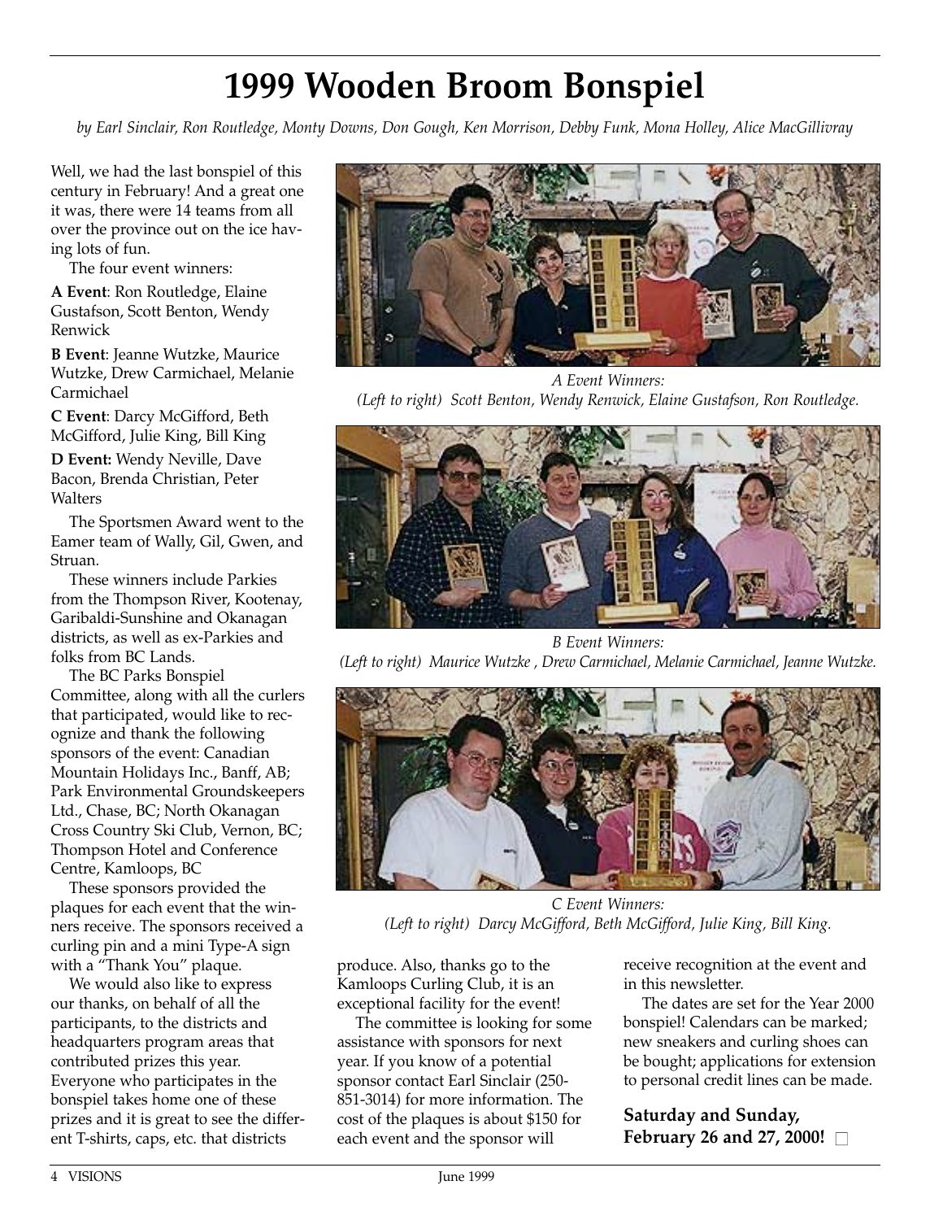# 1999 Wooden Broom Bonspiel

*by Earl Sinclair, Ron Routledge, Monty Downs, Don Gough, Ken Morrison, Debby Funk, Mona Holley, Alice MacGillivray*

Well, we had the last bonspiel of this century in February! And a great one it was, there were 14 teams from all over the province out on the ice having lots of fun.

The four event winners:

**A Event**: Ron Routledge, Elaine Gustafson, Scott Benton, Wendy Renwick

**B Event**: Jeanne Wutzke, Maurice Wutzke, Drew Carmichael, Melanie Carmichael

**C Event**: Darcy McGifford, Beth McGifford, Julie King, Bill King

**D Event:** Wendy Neville, Dave Bacon, Brenda Christian, Peter Walters

The Sportsmen Award went to the Eamer team of Wally, Gil, Gwen, and Struan.

These winners include Parkies from the Thompson River, Kootenay, Garibaldi-Sunshine and Okanagan districts, as well as ex-Parkies and folks from BC Lands.

The BC Parks Bonspiel Committee, along with all the curlers that participated, would like to recognize and thank the following sponsors of the event: Canadian Mountain Holidays Inc., Banff, AB; Park Environmental Groundskeepers Ltd., Chase, BC; North Okanagan Cross Country Ski Club, Vernon, BC; Thompson Hotel and Conference Centre, Kamloops, BC

These sponsors provided the plaques for each event that the winners receive. The sponsors received a curling pin and a mini Type-A sign with a "Thank You" plaque.

We would also like to express our thanks, on behalf of all the participants, to the districts and headquarters program areas that contributed prizes this year. Everyone who participates in the bonspiel takes home one of these prizes and it is great to see the different T-shirts, caps, etc. that districts produce. Also, thanks go to the Kamloops Curling Club, it is an exceptional facility for the event!

The committee is looking for some assistance with sponsors for next year. If you know of a potential sponsor contact Earl Sinclair (250-851-3014) for more information. The cost of the plaques is about $150 for each event and the sponsor will receive recognition at the event and in this newsletter.

The dates are set for the Year 2000 bonspiel! Calendars can be marked; new sneakers and curling shoes can be bought; applications for extension to personal credit lines can be made.

**Saturday and Sunday, February 26 and 27, 2000!**

*A Event Winners: (Left to right) Scott Benton, Wendy Renwick, Elaine Gustafson, Ron Routledge.*

*B Event Winners: (Left to right) Maurice Wutzke , Drew Carmichael, Melanie Carmichael, Jeanne Wutzke.*

*C Event Winners: (Left to right) Darcy McGifford, Beth McGifford, Julie King, Bill King.*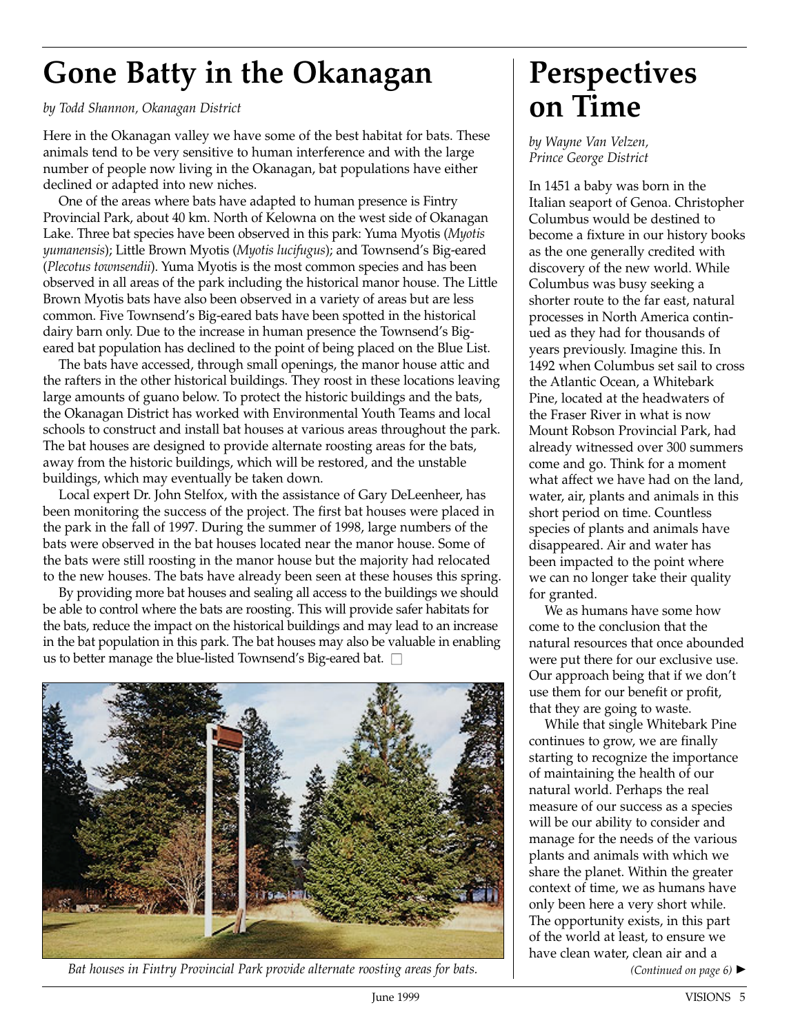# Gone Batty in the Okanagan

*by Todd Shannon, Okanagan District*

Here in the Okanagan valley we have some of the best habitat for bats. These animals tend to be very sensitive to human interference and with the large number of people now living in the Okanagan, bat populations have either declined or adapted into new niches.

One of the areas where bats have adapted to human presence is Fintry Provincial Park, about 40 km. North of Kelowna on the west side of Okanagan Lake. Three bat species have been observed in this park: Yuma Myotis (*Myotis yumanensis*); Little Brown Myotis (*Myotis lucifugus*); and Townsend's Big-eared (*Plecotus townsendii*). Yuma Myotis is the most common species and has been observed in all areas of the park including the historical manor house. The Little Brown Myotis bats have also been observed in a variety of areas but are less common. Five Townsend's Big-eared bats have been spotted in the historical dairy barn only. Due to the increase in human presence the Townsend's Big-eared bat population has declined to the point of being placed on the Blue List.

The bats have accessed, through small openings, the manor house attic and the rafters in the other historical buildings. They roost in these locations leaving large amounts of guano below. To protect the historic buildings and the bats, the Okanagan District has worked with Environmental Youth Teams and local schools to construct and install bat houses at various areas throughout the park. The bat houses are designed to provide alternate roosting areas for the bats, away from the historic buildings, which will be restored, and the unstable buildings, which may eventually be taken down.

Local expert Dr. John Stelfox, with the assistance of Gary DeLeenheer, has been monitoring the success of the project. The first bat houses were placed in the park in the fall of 1997. During the summer of 1998, large numbers of the bats were observed in the bat houses located near the manor house. Some of the bats were still roosting in the manor house but the majority had relocated to the new houses. The bats have already been seen at these houses this spring.

By providing more bat houses and sealing all access to the buildings we should be able to control where the bats are roosting. This will provide safer habitats for the bats, reduce the impact on the historical buildings and may lead to an increase in the bat population in this park. The bat houses may also be valuable in enabling us to better manage the blue-listed Townsend's Big-eared bat. □

*Bat houses in Fintry Provincial Park provide alternate roosting areas for bats.*

# Perspectives on Time

*by Wayne Van Velzen, Prince George District*

In 1451 a baby was born in the Italian seaport of Genoa. Christopher Columbus would be destined to become a fixture in our history books as the one generally credited with discovery of the new world. While Columbus was busy seeking a shorter route to the far east, natural processes in North America continued as they had for thousands of years previously. Imagine this. In 1492 when Columbus set sail to cross the Atlantic Ocean, a Whitebark Pine, located at the headwaters of the Fraser River in what is now Mount Robson Provincial Park, had already witnessed over 300 summers come and go. Think for a moment what affect we have had on the land, water, air, plants and animals in this short period on time. Countless species of plants and animals have disappeared. Air and water has been impacted to the point where we can no longer take their quality for granted.

We as humans have some how come to the conclusion that the natural resources that once abounded were put there for our exclusive use. Our approach being that if we don't use them for our benefit or profit, that they are going to waste.

While that single Whitebark Pine continues to grow, we are finally starting to recognize the importance of maintaining the health of our natural world. Perhaps the real measure of our success as a species will be our ability to consider and manage for the needs of the various plants and animals with which we share the planet. Within the greater context of time, we as humans have only been here a very short while. The opportunity exists, in this part of the world at least, to ensure we have clean water, clean air and a

*(Continued on page 6)* ►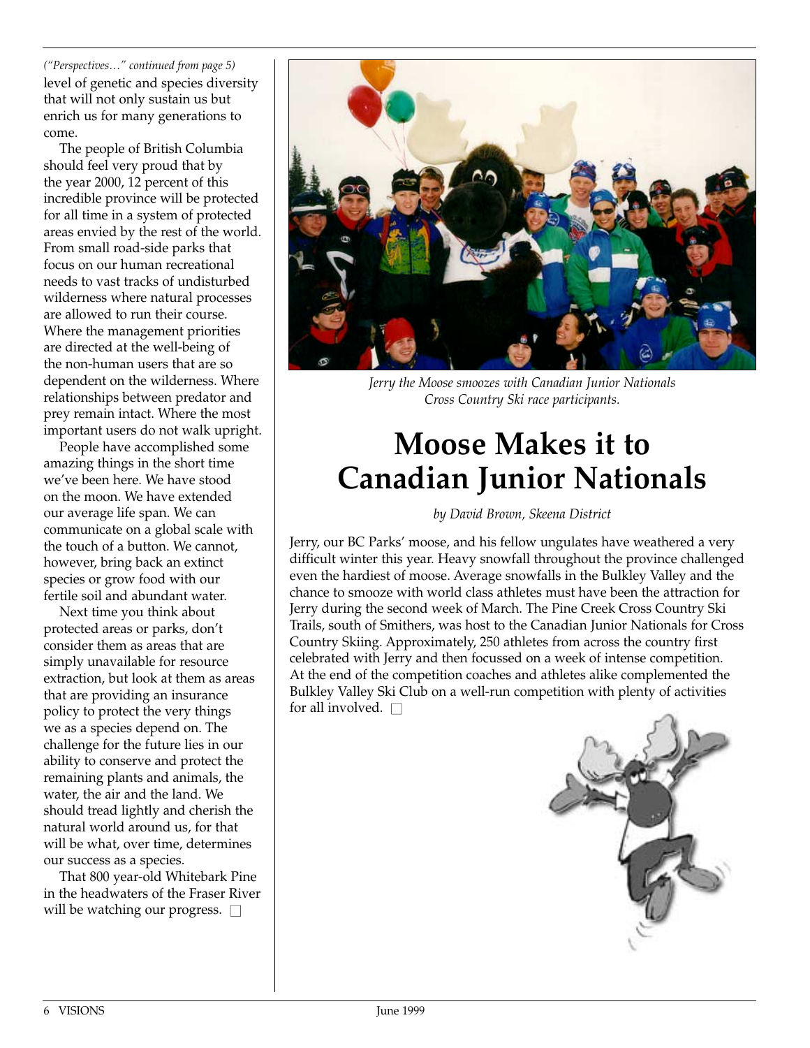*("Perspectives…" continued from page 5)*

level of genetic and species diversity that will not only sustain us but enrich us for many generations to come.

The people of British Columbia should feel very proud that by the year 2000, 12 percent of this incredible province will be protected for all time in a system of protected areas envied by the rest of the world. From small road-side parks that focus on our human recreational needs to vast tracks of undisturbed wilderness where natural processes are allowed to run their course. Where the management priorities are directed at the well-being of the non-human users that are so dependent on the wilderness. Where relationships between predator and prey remain intact. Where the most important users do not walk upright.

People have accomplished some amazing things in the short time we've been here. We have stood on the moon. We have extended our average life span. We can communicate on a global scale with the touch of a button. We cannot, however, bring back an extinct species or grow food with our fertile soil and abundant water.

Next time you think about protected areas or parks, don't consider them as areas that are simply unavailable for resource extraction, but look at them as areas that are providing an insurance policy to protect the very things we as a species depend on. The challenge for the future lies in our ability to conserve and protect the remaining plants and animals, the water, the air and the land. We should tread lightly and cherish the natural world around us, for that will be what, over time, determines our success as a species.

That 800 year-old Whitebark Pine in the headwaters of the Fraser River will be watching our progress. □

*Jerry the Moose smoozes with Canadian Junior Nationals Cross Country Ski race participants.*

# Moose Makes it to Canadian Junior Nationals

*by David Brown, Skeena District*

Jerry, our BC Parks' moose, and his fellow ungulates have weathered a very difficult winter this year. Heavy snowfall throughout the province challenged even the hardiest of moose. Average snowfalls in the Bulkley Valley and the chance to smooze with world class athletes must have been the attraction for Jerry during the second week of March. The Pine Creek Cross Country Ski Trails, south of Smithers, was host to the Canadian Junior Nationals for Cross Country Skiing. Approximately, 250 athletes from across the country first celebrated with Jerry and then focussed on a week of intense competition. At the end of the competition coaches and athletes alike complemented the Bulkley Valley Ski Club on a well-run competition with plenty of activities for all involved. □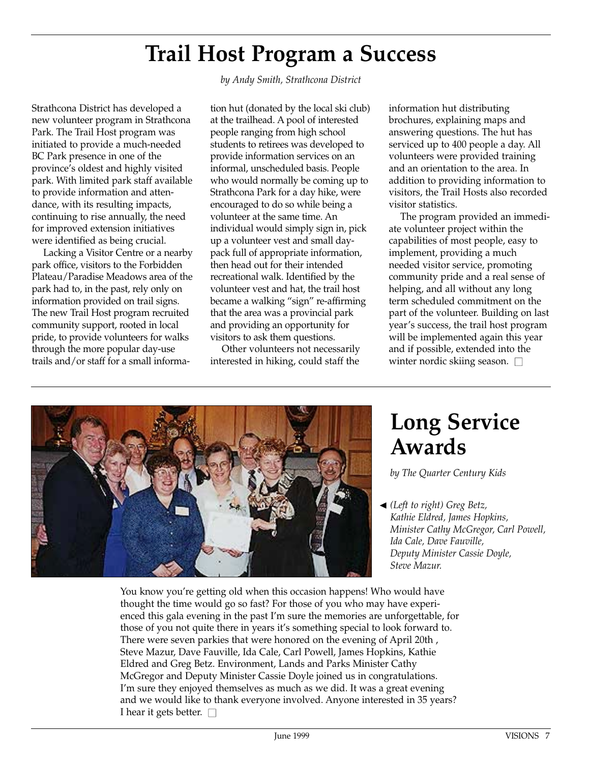# Trail Host Program a Success

*by Andy Smith, Strathcona District*

Strathcona District has developed a new volunteer program in Strathcona Park. The Trail Host program was initiated to provide a much-needed BC Park presence in one of the province's oldest and highly visited park. With limited park staff available to provide information and attendance, with its resulting impacts, continuing to rise annually, the need for improved extension initiatives were identified as being crucial.

Lacking a Visitor Centre or a nearby park office, visitors to the Forbidden Plateau/Paradise Meadows area of the park had to, in the past, rely only on information provided on trail signs. The new Trail Host program recruited community support, rooted in local pride, to provide volunteers for walks through the more popular day-use trails and/or staff for a small information hut (donated by the local ski club) at the trailhead. A pool of interested people ranging from high school students to retirees was developed to provide information services on an informal, unscheduled basis. People who would normally be coming up to Strathcona Park for a day hike, were encouraged to do so while being a volunteer at the same time. An individual would simply sign in, pick up a volunteer vest and small day-pack full of appropriate information, then head out for their intended recreational walk. Identified by the volunteer vest and hat, the trail host became a walking "sign" re-affirming that the area was a provincial park and providing an opportunity for visitors to ask them questions.

Other volunteers not necessarily interested in hiking, could staff the information hut distributing brochures, explaining maps and answering questions. The hut has serviced up to 400 people a day. All volunteers were provided training and an orientation to the area. In addition to providing information to visitors, the Trail Hosts also recorded visitor statistics.

The program provided an immediate volunteer project within the capabilities of most people, easy to implement, providing a much needed visitor service, promoting community pride and a real sense of helping, and all without any long term scheduled commitment on the part of the volunteer. Building on last year's success, the trail host program will be implemented again this year and if possible, extended into the winter nordic skiing season. □

# Long Service Awards

*by The Quarter Century Kids*

◄ *(Left to right) Greg Betz, Kathie Eldred, James Hopkins, Minister Cathy McGregor, Carl Powell, Ida Cale, Dave Fauville, Deputy Minister Cassie Doyle, Steve Mazur.*

You know you're getting old when this occasion happens! Who would have thought the time would go so fast? For those of you who may have experienced this gala evening in the past I'm sure the memories are unforgettable, for those of you not quite there in years it's something special to look forward to. There were seven parkies that were honored on the evening of April 20th , Steve Mazur, Dave Fauville, Ida Cale, Carl Powell, James Hopkins, Kathie Eldred and Greg Betz. Environment, Lands and Parks Minister Cathy McGregor and Deputy Minister Cassie Doyle joined us in congratulations. I'm sure they enjoyed themselves as much as we did. It was a great evening and we would like to thank everyone involved. Anyone interested in 35 years? I hear it gets better. □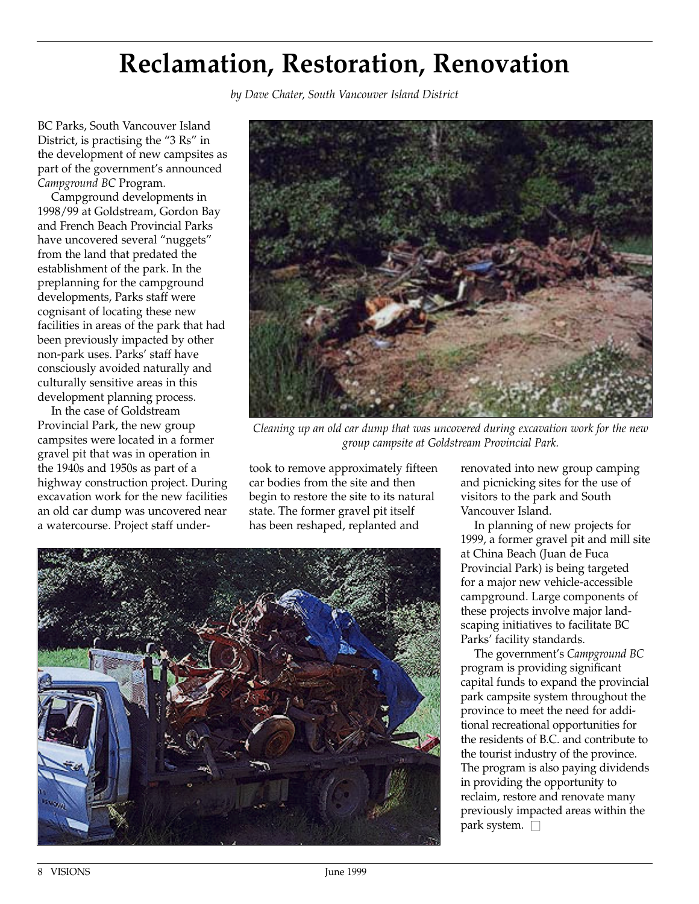# Reclamation, Restoration, Renovation

*by Dave Chater, South Vancouver Island District*

BC Parks, South Vancouver Island District, is practising the "3 Rs" in the development of new campsites as part of the government's announced *Campground BC* Program.

Campground developments in 1998/99 at Goldstream, Gordon Bay and French Beach Provincial Parks have uncovered several "nuggets" from the land that predated the establishment of the park. In the preplanning for the campground developments, Parks staff were cognisant of locating these new facilities in areas of the park that had been previously impacted by other non-park uses. Parks' staff have consciously avoided naturally and culturally sensitive areas in this development planning process.

In the case of Goldstream Provincial Park, the new group campsites were located in a former gravel pit that was in operation in the 1940s and 1950s as part of a highway construction project. During excavation work for the new facilities an old car dump was uncovered near a watercourse. Project staff undertook to remove approximately fifteen car bodies from the site and then begin to restore the site to its natural state. The former gravel pit itself has been reshaped, replanted and renovated into new group camping and picnicking sites for the use of visitors to the park and South Vancouver Island.

*Cleaning up an old car dump that was uncovered during excavation work for the new group campsite at Goldstream Provincial Park.*

In planning of new projects for 1999, a former gravel pit and mill site at China Beach (Juan de Fuca Provincial Park) is being targeted for a major new vehicle-accessible campground. Large components of these projects involve major landscaping initiatives to facilitate BC Parks' facility standards.

The government's *Campground BC* program is providing significant capital funds to expand the provincial park campsite system throughout the province to meet the need for additional recreational opportunities for the residents of B.C. and contribute to the tourist industry of the province. The program is also paying dividends in providing the opportunity to reclaim, restore and renovate many previously impacted areas within the park system. □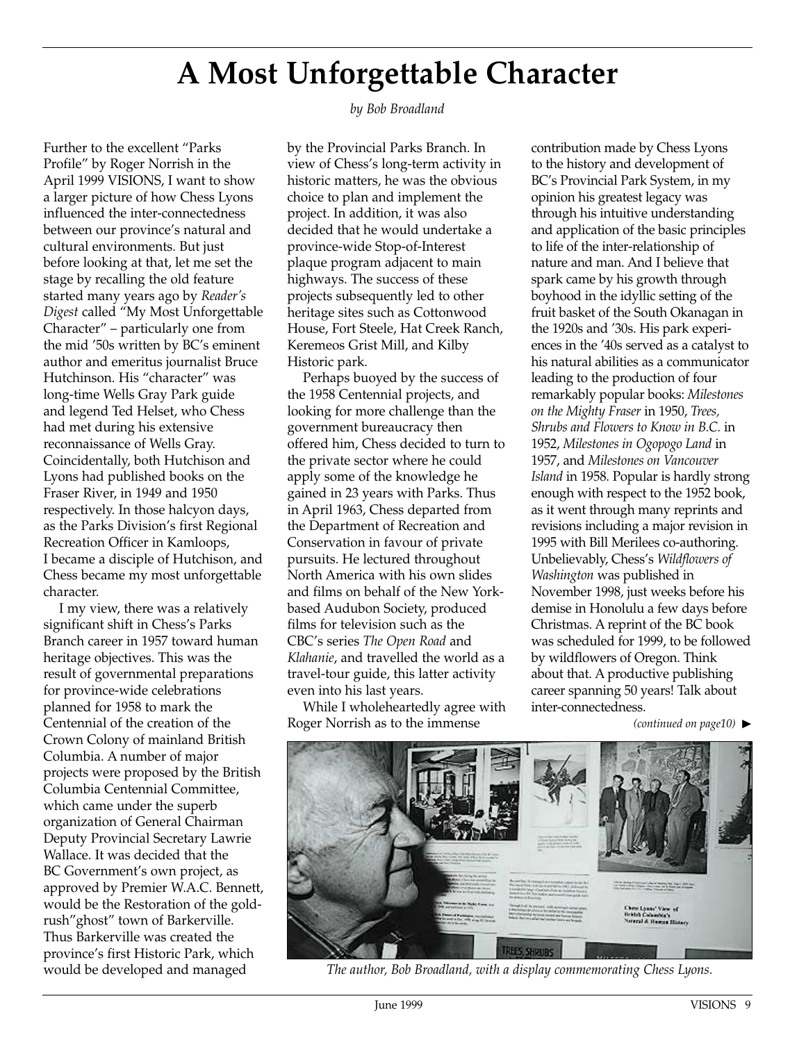# A Most Unforgettable Character

*by Bob Broadland*

Further to the excellent "Parks Profile" by Roger Norrish in the April 1999 VISIONS, I want to show a larger picture of how Chess Lyons influenced the inter-connectedness between our province's natural and cultural environments. But just before looking at that, let me set the stage by recalling the old feature started many years ago by *Reader's Digest* called "My Most Unforgettable Character" – particularly one from the mid '50s written by BC's eminent author and emeritus journalist Bruce Hutchinson. His "character" was long-time Wells Gray Park guide and legend Ted Helset, who Chess had met during his extensive reconnaissance of Wells Gray. Coincidentally, both Hutchison and Lyons had published books on the Fraser River, in 1949 and 1950 respectively. In those halcyon days, as the Parks Division's first Regional Recreation Officer in Kamloops, I became a disciple of Hutchison, and Chess became my most unforgettable character.

I my view, there was a relatively significant shift in Chess's Parks Branch career in 1957 toward human heritage objectives. This was the result of governmental preparations for province-wide celebrations planned for 1958 to mark the Centennial of the creation of the Crown Colony of mainland British Columbia. A number of major projects were proposed by the British Columbia Centennial Committee, which came under the superb organization of General Chairman Deputy Provincial Secretary Lawrie Wallace. It was decided that the BC Government's own project, as approved by Premier W.A.C. Bennett, would be the Restoration of the gold-rush"ghost" town of Barkerville. Thus Barkerville was created the province's first Historic Park, which would be developed and managed by the Provincial Parks Branch. In view of Chess's long-term activity in historic matters, he was the obvious choice to plan and implement the project. In addition, it was also decided that he would undertake a province-wide Stop-of-Interest plaque program adjacent to main highways. The success of these projects subsequently led to other heritage sites such as Cottonwood House, Fort Steele, Hat Creek Ranch, Keremeos Grist Mill, and Kilby Historic park.

Perhaps buoyed by the success of the 1958 Centennial projects, and looking for more challenge than the government bureaucracy then offered him, Chess decided to turn to the private sector where he could apply some of the knowledge he gained in 23 years with Parks. Thus in April 1963, Chess departed from the Department of Recreation and Conservation in favour of private pursuits. He lectured throughout North America with his own slides and films on behalf of the New York-based Audubon Society, produced films for television such as the CBC's series *The Open Road* and *Klahanie*, and travelled the world as a travel-tour guide, this latter activity even into his last years.

While I wholeheartedly agree with Roger Norrish as to the immense contribution made by Chess Lyons to the history and development of BC's Provincial Park System, in my opinion his greatest legacy was through his intuitive understanding and application of the basic principles to life of the inter-relationship of nature and man. And I believe that spark came by his growth through boyhood in the idyllic setting of the fruit basket of the South Okanagan in the 1920s and '30s. His park experiences in the '40s served as a catalyst to his natural abilities as a communicator leading to the production of four remarkably popular books: *Milestones on the Mighty Fraser* in 1950, *Trees, Shrubs and Flowers to Know in B.C.* in 1952, *Milestones in Ogopogo Land* in 1957, and *Milestones on Vancouver Island* in 1958. Popular is hardly strong enough with respect to the 1952 book, as it went through many reprints and revisions including a major revision in 1995 with Bill Merilees co-authoring. Unbelievably, Chess's *Wildflowers of Washington* was published in November 1998, just weeks before his demise in Honolulu a few days before Christmas. A reprint of the BC book was scheduled for 1999, to be followed by wildflowers of Oregon. Think about that. A productive publishing career spanning 50 years! Talk about inter-connectedness.

*(continued on page10)* ►

*The author, Bob Broadland, with a display commemorating Chess Lyons.*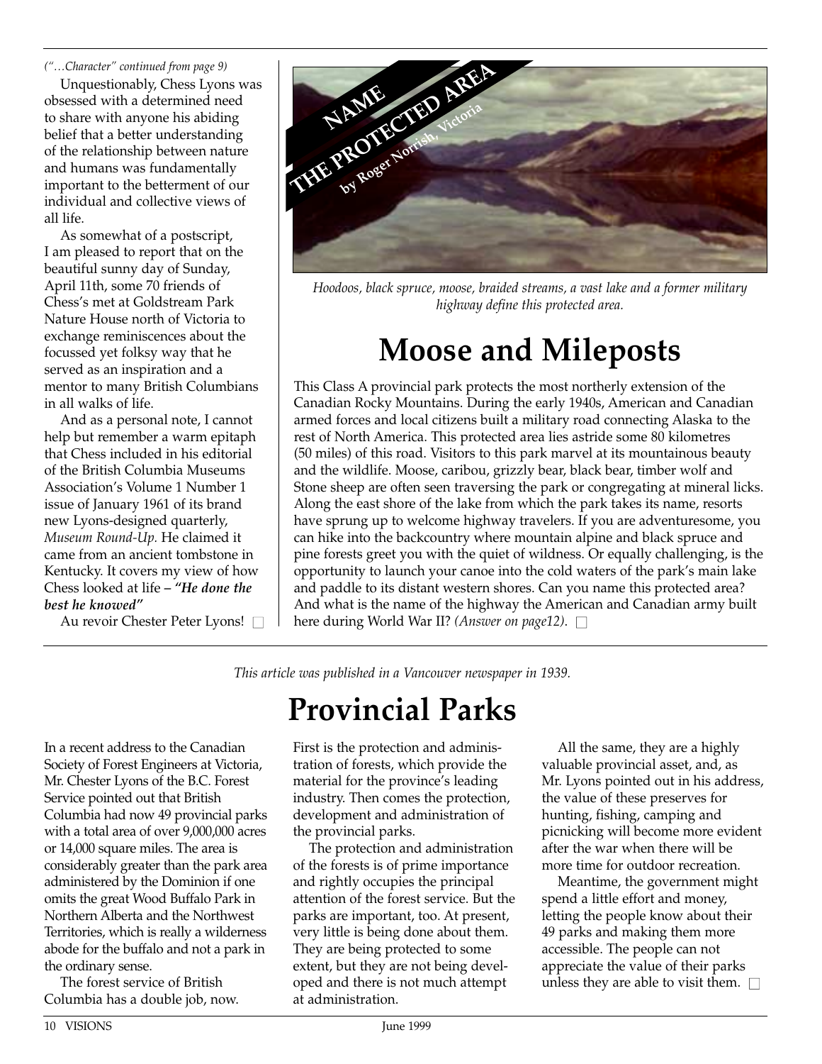*("…Character" continued from page 9)*

Unquestionably, Chess Lyons was obsessed with a determined need to share with anyone his abiding belief that a better understanding of the relationship between nature and humans was fundamentally important to the betterment of our individual and collective views of all life.

As somewhat of a postscript, I am pleased to report that on the beautiful sunny day of Sunday, April 11th, some 70 friends of Chess's met at Goldstream Park Nature House north of Victoria to exchange reminiscences about the focussed yet folksy way that he served as an inspiration and a mentor to many British Columbians in all walks of life.

And as a personal note, I cannot help but remember a warm epitaph that Chess included in his editorial of the British Columbia Museums Association's Volume 1 Number 1 issue of January 1961 of its brand new Lyons-designed quarterly, *Museum Round-Up.* He claimed it came from an ancient tombstone in Kentucky. It covers my view of how Chess looked at life – ***"He done the best he knowed"***

Au revoir Chester Peter Lyons!

**NAME THE PROTECTED AREA**

**by Roger Norrish, Victoria**

*Hoodoos, black spruce, moose, braided streams, a vast lake and a former military highway define this protected area.*

# Moose and Mileposts

This Class A provincial park protects the most northerly extension of the Canadian Rocky Mountains. During the early 1940s, American and Canadian armed forces and local citizens built a military road connecting Alaska to the rest of North America. This protected area lies astride some 80 kilometres (50 miles) of this road. Visitors to this park marvel at its mountainous beauty and the wildlife. Moose, caribou, grizzly bear, black bear, timber wolf and Stone sheep are often seen traversing the park or congregating at mineral licks. Along the east shore of the lake from which the park takes its name, resorts have sprung up to welcome highway travelers. If you are adventuresome, you can hike into the backcountry where mountain alpine and black spruce and pine forests greet you with the quiet of wildness. Or equally challenging, is the opportunity to launch your canoe into the cold waters of the park's main lake and paddle to its distant western shores. Can you name this protected area? And what is the name of the highway the American and Canadian army built here during World War II? *(Answer on page12).*

*This article was published in a Vancouver newspaper in 1939.*

# Provincial Parks

In a recent address to the Canadian Society of Forest Engineers at Victoria, Mr. Chester Lyons of the B.C. Forest Service pointed out that British Columbia had now 49 provincial parks with a total area of over 9,000,000 acres or 14,000 square miles. The area is considerably greater than the park area administered by the Dominion if one omits the great Wood Buffalo Park in Northern Alberta and the Northwest Territories, which is really a wilderness abode for the buffalo and not a park in the ordinary sense.

The forest service of British Columbia has a double job, now. First is the protection and administration of forests, which provide the material for the province's leading industry. Then comes the protection, development and administration of the provincial parks.

The protection and administration of the forests is of prime importance and rightly occupies the principal attention of the forest service. But the parks are important, too. At present, very little is being done about them. They are being protected to some extent, but they are not being developed and there is not much attempt at administration.

All the same, they are a highly valuable provincial asset, and, as Mr. Lyons pointed out in his address, the value of these preserves for hunting, fishing, camping and picnicking will become more evident after the war when there will be more time for outdoor recreation.

Meantime, the government might spend a little effort and money, letting the people know about their 49 parks and making them more accessible. The people can not appreciate the value of their parks unless they are able to visit them.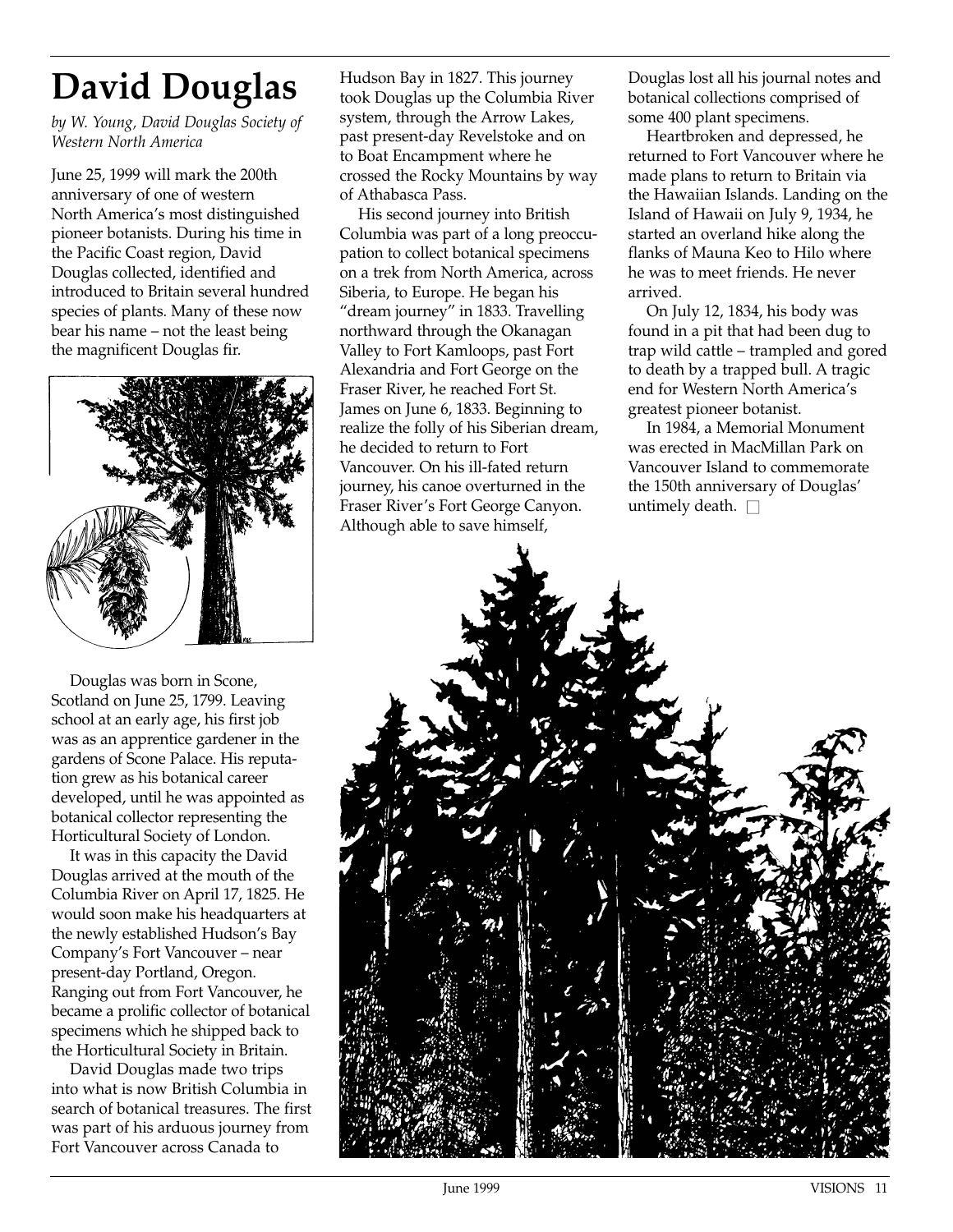# David Douglas

*by W. Young, David Douglas Society of Western North America*

June 25, 1999 will mark the 200th anniversary of one of western North America's most distinguished pioneer botanists. During his time in the Pacific Coast region, David Douglas collected, identified and introduced to Britain several hundred species of plants. Many of these now bear his name – not the least being the magnificent Douglas fir.

Douglas was born in Scone, Scotland on June 25, 1799. Leaving school at an early age, his first job was as an apprentice gardener in the gardens of Scone Palace. His reputation grew as his botanical career developed, until he was appointed as botanical collector representing the Horticultural Society of London.

It was in this capacity the David Douglas arrived at the mouth of the Columbia River on April 17, 1825. He would soon make his headquarters at the newly established Hudson's Bay Company's Fort Vancouver – near present-day Portland, Oregon. Ranging out from Fort Vancouver, he became a prolific collector of botanical specimens which he shipped back to the Horticultural Society in Britain.

David Douglas made two trips into what is now British Columbia in search of botanical treasures. The first was part of his arduous journey from Fort Vancouver across Canada to Hudson Bay in 1827. This journey took Douglas up the Columbia River system, through the Arrow Lakes, past present-day Revelstoke and on to Boat Encampment where he crossed the Rocky Mountains by way of Athabasca Pass.

His second journey into British Columbia was part of a long preoccupation to collect botanical specimens on a trek from North America, across Siberia, to Europe. He began his "dream journey" in 1833. Travelling northward through the Okanagan Valley to Fort Kamloops, past Fort Alexandria and Fort George on the Fraser River, he reached Fort St. James on June 6, 1833. Beginning to realize the folly of his Siberian dream, he decided to return to Fort Vancouver. On his ill-fated return journey, his canoe overturned in the Fraser River's Fort George Canyon. Although able to save himself, Douglas lost all his journal notes and botanical collections comprised of some 400 plant specimens.

Heartbroken and depressed, he returned to Fort Vancouver where he made plans to return to Britain via the Hawaiian Islands. Landing on the Island of Hawaii on July 9, 1934, he started an overland hike along the flanks of Mauna Keo to Hilo where he was to meet friends. He never arrived.

On July 12, 1834, his body was found in a pit that had been dug to trap wild cattle – trampled and gored to death by a trapped bull. A tragic end for Western North America's greatest pioneer botanist.

In 1984, a Memorial Monument was erected in MacMillan Park on Vancouver Island to commemorate the 150th anniversary of Douglas' untimely death. □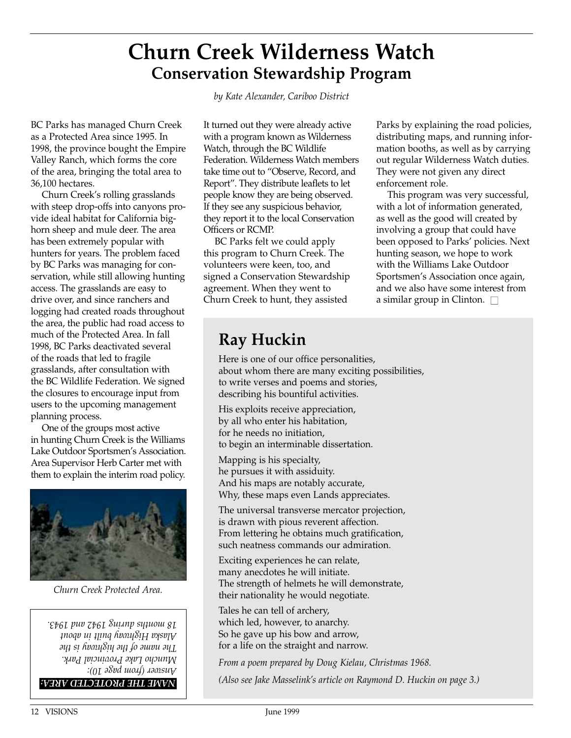# Churn Creek Wilderness Watch

## Conservation Stewardship Program

*by Kate Alexander, Cariboo District*

BC Parks has managed Churn Creek as a Protected Area since 1995. In 1998, the province bought the Empire Valley Ranch, which forms the core of the area, bringing the total area to 36,100 hectares.

Churn Creek's rolling grasslands with steep drop-offs into canyons provide ideal habitat for California bighorn sheep and mule deer. The area has been extremely popular with hunters for years. The problem faced by BC Parks was managing for conservation, while still allowing hunting access. The grasslands are easy to drive over, and since ranchers and logging had created roads throughout the area, the public had road access to much of the Protected Area. In fall 1998, BC Parks deactivated several of the roads that led to fragile grasslands, after consultation with the BC Wildlife Federation. We signed the closures to encourage input from users to the upcoming management planning process.

One of the groups most active in hunting Churn Creek is the Williams Lake Outdoor Sportsmen's Association. Area Supervisor Herb Carter met with them to explain the interim road policy. It turned out they were already active with a program known as Wilderness Watch, through the BC Wildlife Federation. Wilderness Watch members take time out to "Observe, Record, and Report". They distribute leaflets to let people know they are being observed. If they see any suspicious behavior, they report it to the local Conservation Officers or RCMP.

BC Parks felt we could apply this program to Churn Creek. The volunteers were keen, too, and signed a Conservation Stewardship agreement. When they went to Churn Creek to hunt, they assisted Parks by explaining the road policies, distributing maps, and running information booths, as well as by carrying out regular Wilderness Watch duties. They were not given any direct enforcement role.

This program was very successful, with a lot of information generated, as well as the good will created by involving a group that could have been opposed to Parks' policies. Next hunting season, we hope to work with the Williams Lake Outdoor Sportsmen's Association once again, and we also have some interest from a similar group in Clinton. □

*Churn Creek Protected Area.*

**NAME THE PROTECTED AREA:**

*Answer (from page 10): Muncho Lake Provincial Park. The name of the highway is the Alaska Highway built in about 18 months during 1942 and 1943.*

## Ray Huckin

Here is one of our office personalities,
about whom there are many exciting possibilities,
to write verses and poems and stories,
describing his bountiful activities.

His exploits receive appreciation,
by all who enter his habitation,
for he needs no initiation,
to begin an interminable dissertation.

Mapping is his specialty,
he pursues it with assiduity.
And his maps are notably accurate,
Why, these maps even Lands appreciates.

The universal transverse mercator projection,
is drawn with pious reverent affection.
From lettering he obtains much gratification,
such neatness commands our admiration.

Exciting experiences he can relate,
many anecdotes he will initiate.
The strength of helmets he will demonstrate,
their nationality he would negotiate.

Tales he can tell of archery,
which led, however, to anarchy.
So he gave up his bow and arrow,
for a life on the straight and narrow.

*From a poem prepared by Doug Kielau, Christmas 1968.*

*(Also see Jake Masselink's article on Raymond D. Huckin on page 3.)*